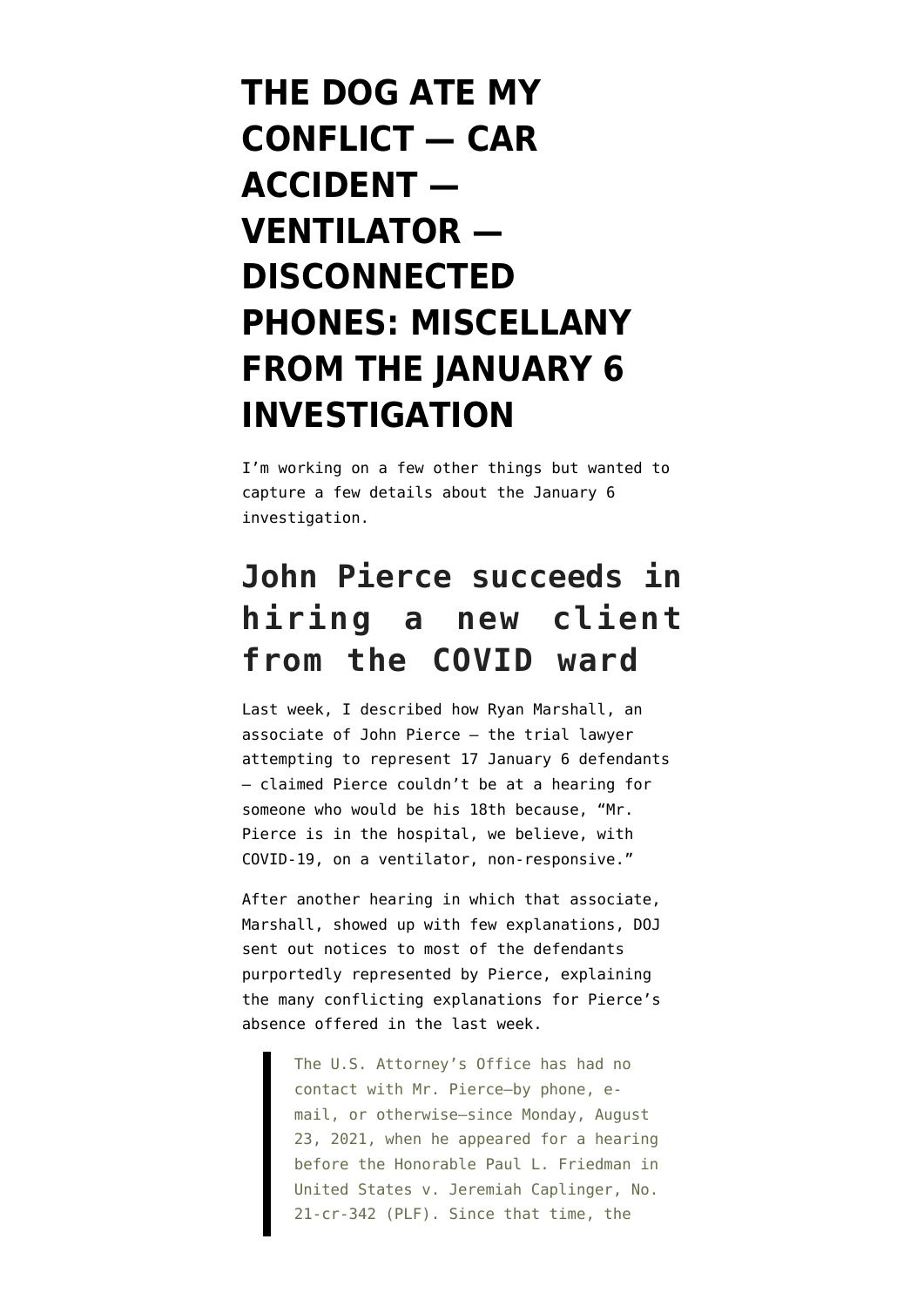# THE DOG ATE MY CONFLICT — CAR ACCIDENT — VENTILATOR — DISCONNECTED PHONES: MISCELLANY FROM THE JANUARY 6 INVESTIGATION

I'm working on a few other things but wanted to capture a few details about the January 6 investigation.

## John Pierce succeeds in hiring a new client from the COVID ward

Last week, I described how Ryan Marshall, an associate of John Pierce — the trial lawyer attempting to represent 17 January 6 defendants — claimed Pierce couldn't be at a hearing for someone who would be his 18th because, "Mr. Pierce is in the hospital, we believe, with COVID-19, on a ventilator, non-responsive."

After another hearing in which that associate, Marshall, showed up with few explanations, DOJ sent out notices to most of the defendants purportedly represented by Pierce, explaining the many conflicting explanations for Pierce's absence offered in the last week.

> The U.S. Attorney's Office has had no contact with Mr. Pierce—by phone, e-mail, or otherwise—since Monday, August 23, 2021, when he appeared for a hearing before the Honorable Paul L. Friedman in United States v. Jeremiah Caplinger, No. 21-cr-342 (PLF). Since that time, the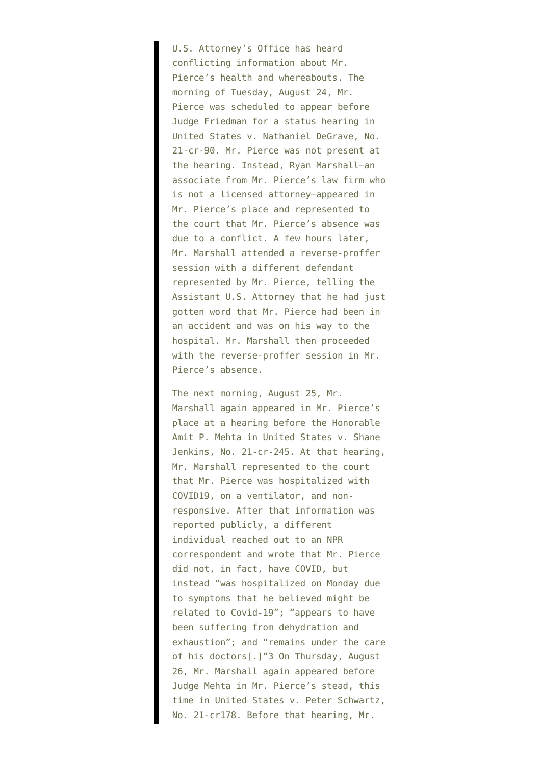> U.S. Attorney's Office has heard conflicting information about Mr. Pierce's health and whereabouts. The morning of Tuesday, August 24, Mr. Pierce was scheduled to appear before Judge Friedman for a status hearing in United States v. Nathaniel DeGrave, No. 21-cr-90. Mr. Pierce was not present at the hearing. Instead, Ryan Marshall—an associate from Mr. Pierce's law firm who is not a licensed attorney—appeared in Mr. Pierce's place and represented to the court that Mr. Pierce's absence was due to a conflict. A few hours later, Mr. Marshall attended a reverse-proffer session with a different defendant represented by Mr. Pierce, telling the Assistant U.S. Attorney that he had just gotten word that Mr. Pierce had been in an accident and was on his way to the hospital. Mr. Marshall then proceeded with the reverse-proffer session in Mr. Pierce's absence.
>
> The next morning, August 25, Mr. Marshall again appeared in Mr. Pierce's place at a hearing before the Honorable Amit P. Mehta in United States v. Shane Jenkins, No. 21-cr-245. At that hearing, Mr. Marshall represented to the court that Mr. Pierce was hospitalized with COVID19, on a ventilator, and non-responsive. After that information was reported publicly, a different individual reached out to an NPR correspondent and wrote that Mr. Pierce did not, in fact, have COVID, but instead "was hospitalized on Monday due to symptoms that he believed might be related to Covid-19"; "appears to have been suffering from dehydration and exhaustion"; and "remains under the care of his doctors[.]"[3] On Thursday, August 26, Mr. Marshall again appeared before Judge Mehta in Mr. Pierce's stead, this time in United States v. Peter Schwartz, No. 21-cr178. Before that hearing, Mr.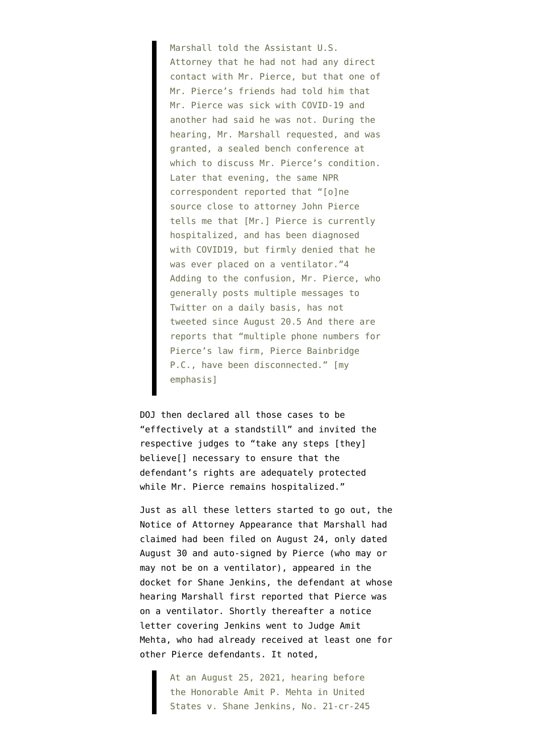> Marshall told the Assistant U.S. Attorney that he had not had any direct contact with Mr. Pierce, but that one of Mr. Pierce's friends had told him that Mr. Pierce was sick with COVID-19 and another had said he was not. During the hearing, Mr. Marshall requested, and was granted, a sealed bench conference at which to discuss Mr. Pierce's condition. Later that evening, the same NPR correspondent reported that "[o]ne source close to attorney John Pierce tells me that [Mr.] Pierce is currently hospitalized, and has been diagnosed with COVID19, but firmly denied that he was ever placed on a ventilator."4 Adding to the confusion, Mr. Pierce, who generally posts multiple messages to Twitter on a daily basis, has not tweeted since August 20.5 And there are reports that "multiple phone numbers for Pierce's law firm, Pierce Bainbridge P.C., have been disconnected." [my emphasis]

DOJ then declared all those cases to be "effectively at a standstill" and invited the respective judges to "take any steps [they] believe[] necessary to ensure that the defendant's rights are adequately protected while Mr. Pierce remains hospitalized."

Just as all these letters started to go out, the Notice of Attorney Appearance that Marshall had claimed had been filed on August 24, only dated August 30 and auto-signed by Pierce (who may or may not be on a ventilator), appeared in the docket for Shane Jenkins, the defendant at whose hearing Marshall first reported that Pierce was on a ventilator. Shortly thereafter a notice letter covering Jenkins went to Judge Amit Mehta, who had already received at least one for other Pierce defendants. It noted,

> At an August 25, 2021, hearing before the Honorable Amit P. Mehta in United States v. Shane Jenkins, No. 21-cr-245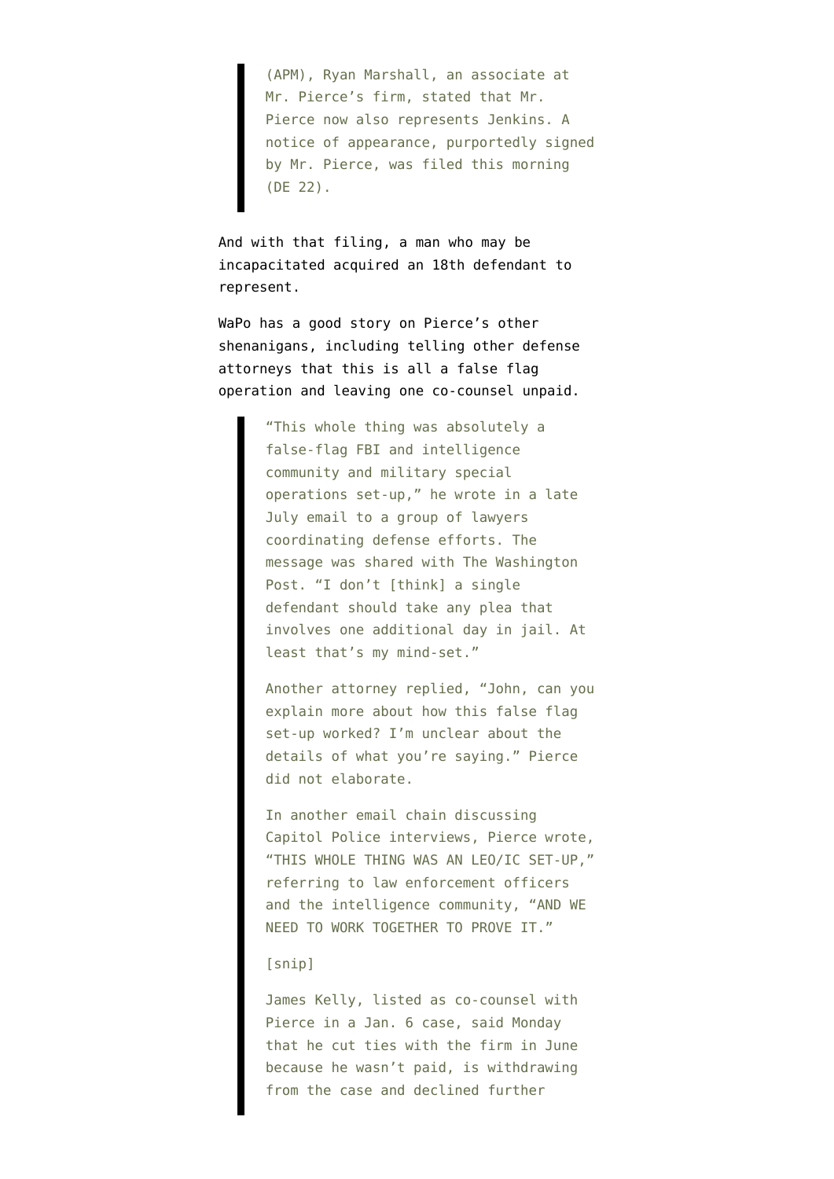> (APM), Ryan Marshall, an associate at Mr. Pierce's firm, stated that Mr. Pierce now also represents Jenkins. A notice of appearance, purportedly signed by Mr. Pierce, was filed this morning (DE 22).

And with that filing, a man who may be incapacitated acquired an 18th defendant to represent.

WaPo has a good story on Pierce's other shenanigans, including telling other defense attorneys that this is all a false flag operation and leaving one co-counsel unpaid.

> "This whole thing was absolutely a false-flag FBI and intelligence community and military special operations set-up," he wrote in a late July email to a group of lawyers coordinating defense efforts. The message was shared with The Washington Post. "I don't [think] a single defendant should take any plea that involves one additional day in jail. At least that's my mind-set."
>
> Another attorney replied, "John, can you explain more about how this false flag set-up worked? I'm unclear about the details of what you're saying." Pierce did not elaborate.
>
> In another email chain discussing Capitol Police interviews, Pierce wrote, "THIS WHOLE THING WAS AN LEO/IC SET-UP," referring to law enforcement officers and the intelligence community, "AND WE NEED TO WORK TOGETHER TO PROVE IT."
>
> [snip]
>
> James Kelly, listed as co-counsel with Pierce in a Jan. 6 case, said Monday that he cut ties with the firm in June because he wasn't paid, is withdrawing from the case and declined further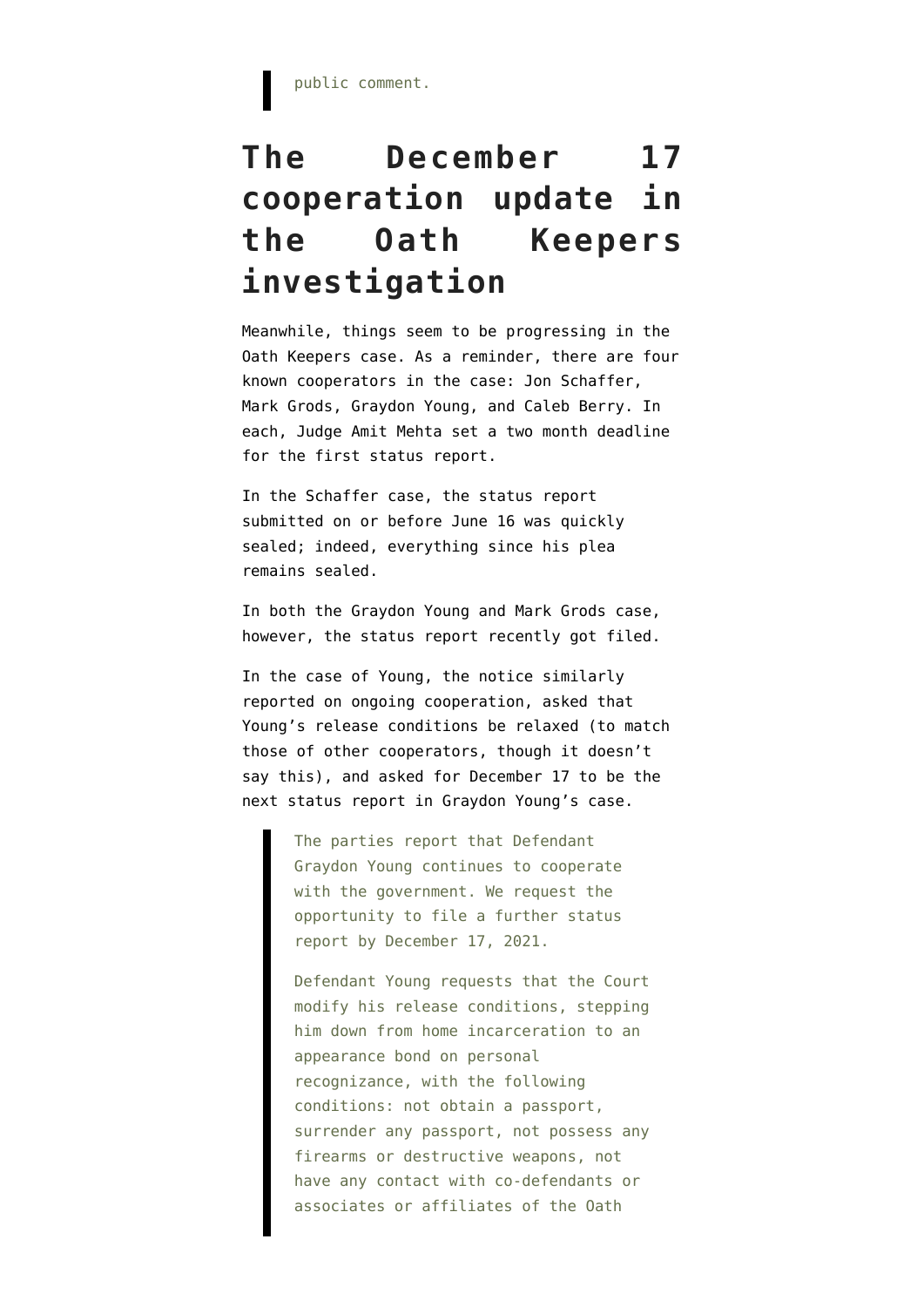> public comment.

## The December 17 cooperation update in the Oath Keepers investigation

Meanwhile, things seem to be progressing in the Oath Keepers case. As a reminder, there are four known cooperators in the case: Jon Schaffer, Mark Grods, Graydon Young, and Caleb Berry. In each, Judge Amit Mehta set a two month deadline for the first status report.

In the Schaffer case, the status report submitted on or before June 16 was quickly sealed; indeed, everything since his plea remains sealed.

In both the Graydon Young and Mark Grods case, however, the status report recently got filed.

In the case of Young, the notice similarly reported on ongoing cooperation, asked that Young's release conditions be relaxed (to match those of other cooperators, though it doesn't say this), and asked for December 17 to be the next status report in Graydon Young's case.

> The parties report that Defendant Graydon Young continues to cooperate with the government. We request the opportunity to file a further status report by December 17, 2021.
>
> Defendant Young requests that the Court modify his release conditions, stepping him down from home incarceration to an appearance bond on personal recognizance, with the following conditions: not obtain a passport, surrender any passport, not possess any firearms or destructive weapons, not have any contact with co-defendants or associates or affiliates of the Oath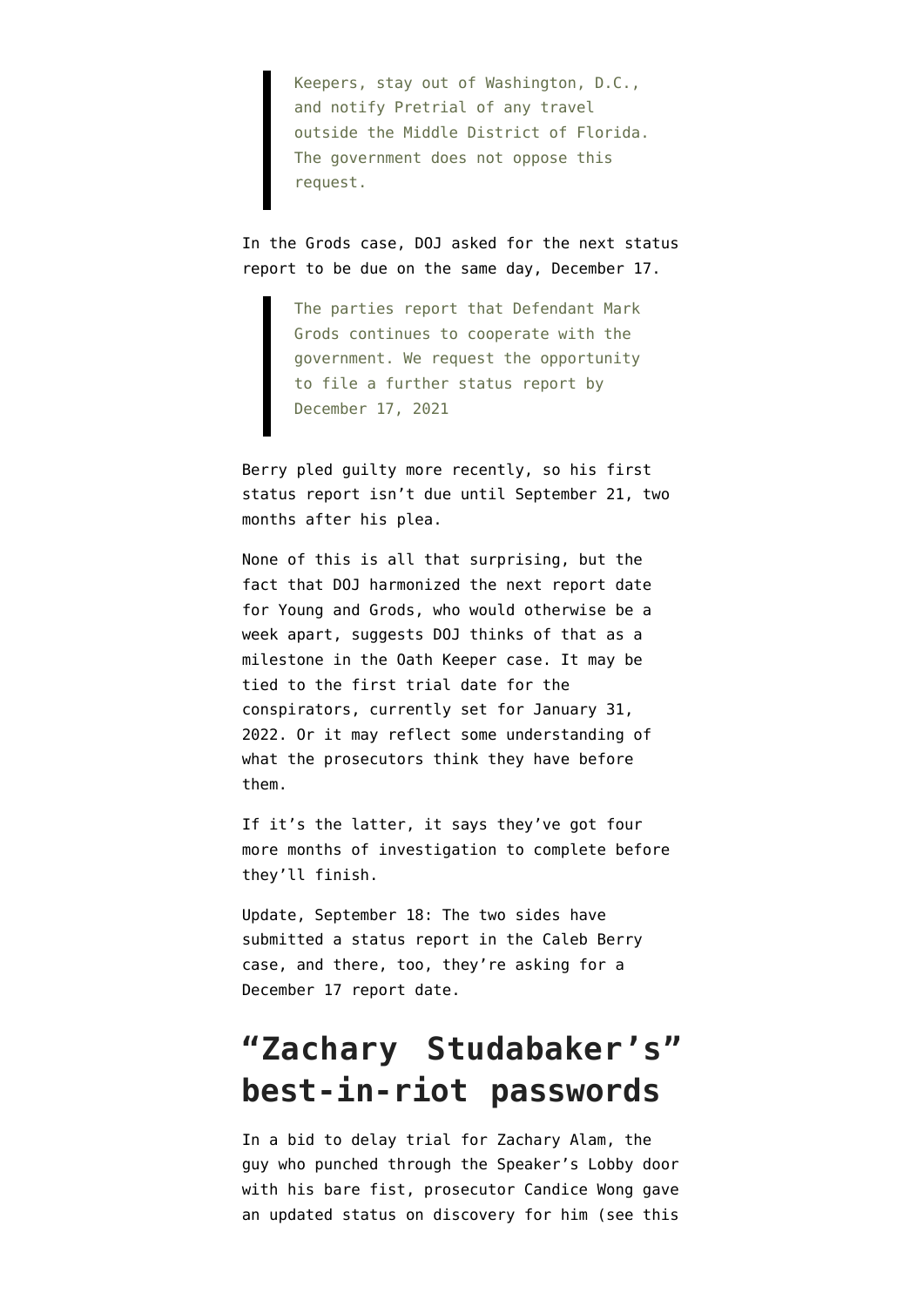> Keepers, stay out of Washington, D.C., and notify Pretrial of any travel outside the Middle District of Florida. The government does not oppose this request.

In the Grods case, DOJ asked for the next status report to be due on the same day, December 17.

> The parties report that Defendant Mark Grods continues to cooperate with the government. We request the opportunity to file a further status report by December 17, 2021

Berry pled guilty more recently, so his first status report isn't due until September 21, two months after his plea.

None of this is all that surprising, but the fact that DOJ harmonized the next report date for Young and Grods, who would otherwise be a week apart, suggests DOJ thinks of that as a milestone in the Oath Keeper case. It may be tied to the first trial date for the conspirators, currently set for January 31, 2022. Or it may reflect some understanding of what the prosecutors think they have before them.

If it's the latter, it says they've got four more months of investigation to complete before they'll finish.

Update, September 18: The two sides have submitted a status report in the Caleb Berry case, and there, too, they're asking for a December 17 report date.

# "Zachary Studabaker's" best-in-riot passwords

In a bid to delay trial for Zachary Alam, the guy who punched through the Speaker's Lobby door with his bare fist, prosecutor Candice Wong gave an updated status on discovery for him (see this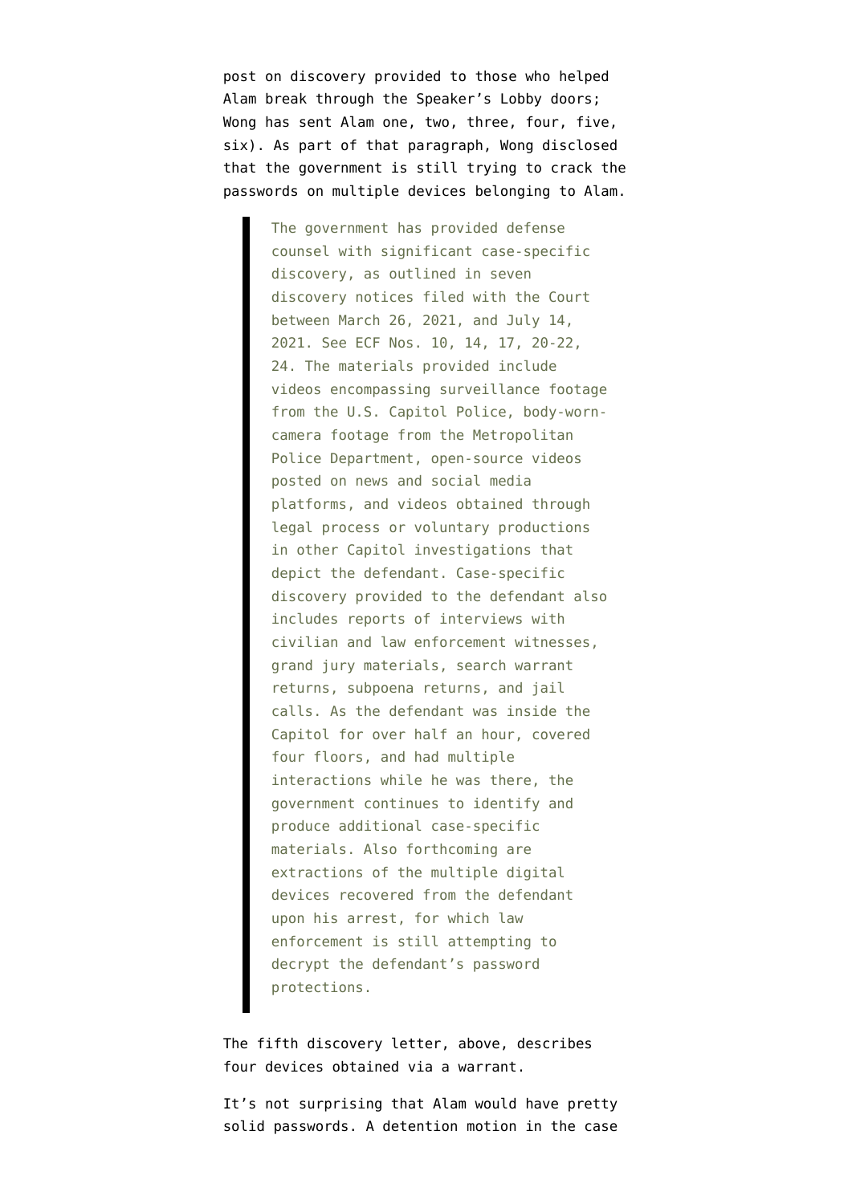post on discovery provided to those who helped Alam break through the Speaker's Lobby doors; Wong has sent Alam one, two, three, four, five, six). As part of that paragraph, Wong disclosed that the government is still trying to crack the passwords on multiple devices belonging to Alam.

> The government has provided defense counsel with significant case-specific discovery, as outlined in seven discovery notices filed with the Court between March 26, 2021, and July 14, 2021. See ECF Nos. 10, 14, 17, 20-22, 24. The materials provided include videos encompassing surveillance footage from the U.S. Capitol Police, body-worn-camera footage from the Metropolitan Police Department, open-source videos posted on news and social media platforms, and videos obtained through legal process or voluntary productions in other Capitol investigations that depict the defendant. Case-specific discovery provided to the defendant also includes reports of interviews with civilian and law enforcement witnesses, grand jury materials, search warrant returns, subpoena returns, and jail calls. As the defendant was inside the Capitol for over half an hour, covered four floors, and had multiple interactions while he was there, the government continues to identify and produce additional case-specific materials. Also forthcoming are extractions of the multiple digital devices recovered from the defendant upon his arrest, for which law enforcement is still attempting to decrypt the defendant's password protections.

The fifth discovery letter, above, describes four devices obtained via a warrant.

It's not surprising that Alam would have pretty solid passwords. A detention motion in the case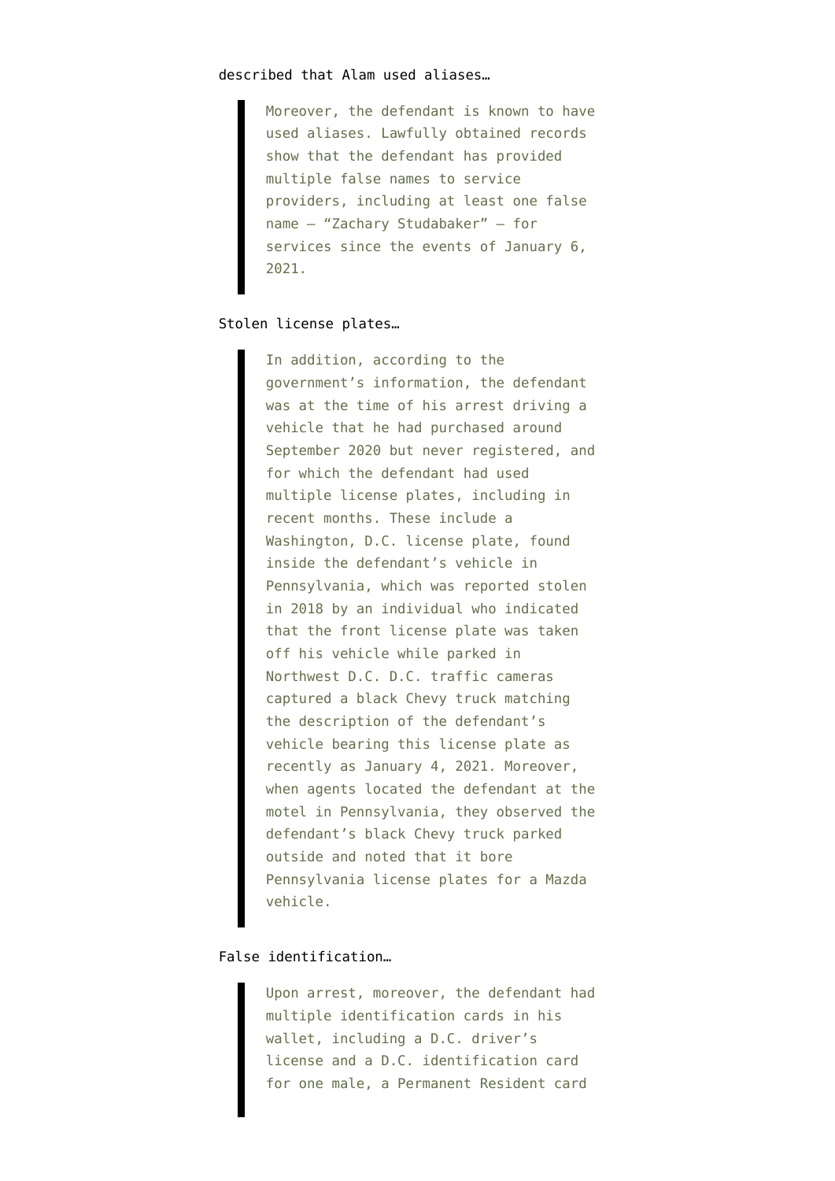described that Alam used aliases…

> Moreover, the defendant is known to have used aliases. Lawfully obtained records show that the defendant has provided multiple false names to service providers, including at least one false name – "Zachary Studabaker" – for services since the events of January 6, 2021.

Stolen license plates…

> In addition, according to the government's information, the defendant was at the time of his arrest driving a vehicle that he had purchased around September 2020 but never registered, and for which the defendant had used multiple license plates, including in recent months. These include a Washington, D.C. license plate, found inside the defendant's vehicle in Pennsylvania, which was reported stolen in 2018 by an individual who indicated that the front license plate was taken off his vehicle while parked in Northwest D.C. D.C. traffic cameras captured a black Chevy truck matching the description of the defendant's vehicle bearing this license plate as recently as January 4, 2021. Moreover, when agents located the defendant at the motel in Pennsylvania, they observed the defendant's black Chevy truck parked outside and noted that it bore Pennsylvania license plates for a Mazda vehicle.

False identification…

> Upon arrest, moreover, the defendant had multiple identification cards in his wallet, including a D.C. driver's license and a D.C. identification card for one male, a Permanent Resident card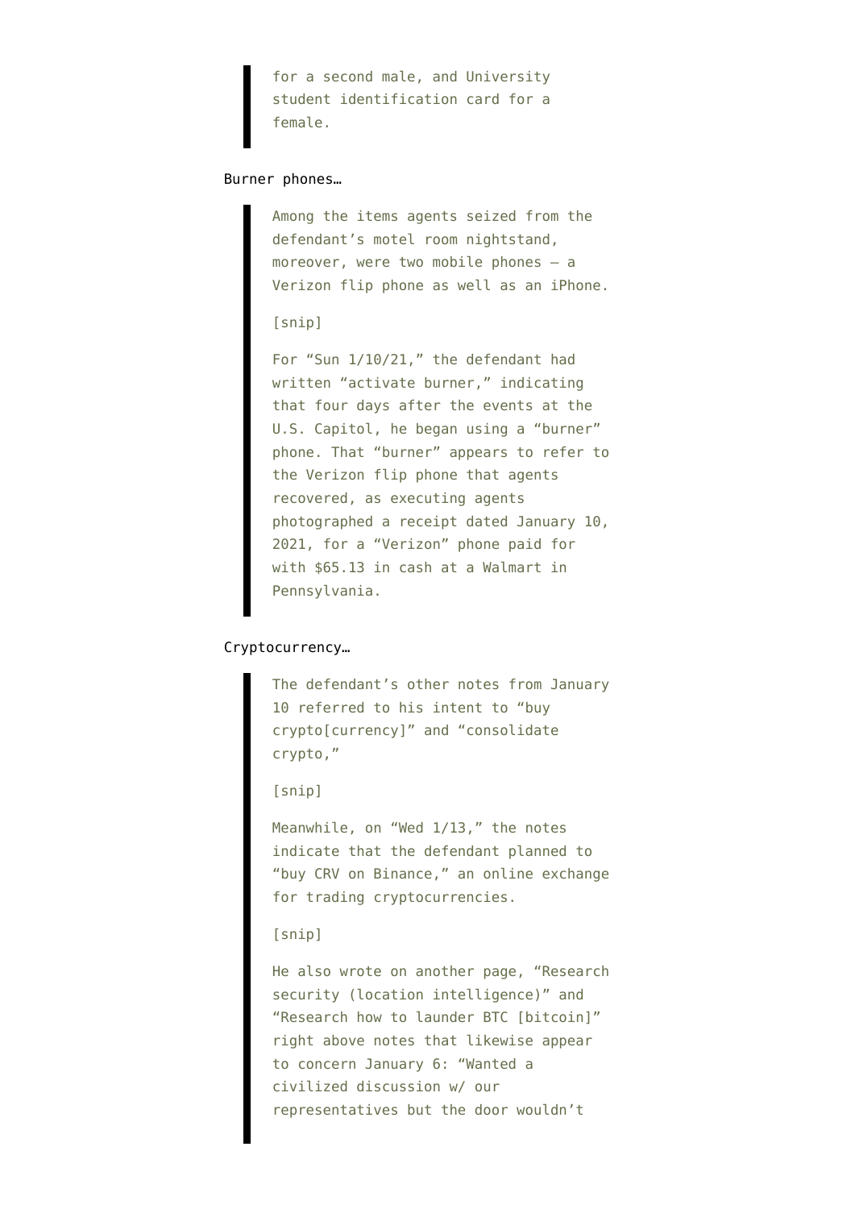> for a second male, and University student identification card for a female.

Burner phones…

> Among the items agents seized from the defendant's motel room nightstand, moreover, were two mobile phones — a Verizon flip phone as well as an iPhone.
>
> [snip]
>
> For "Sun 1/10/21," the defendant had written "activate burner," indicating that four days after the events at the U.S. Capitol, he began using a "burner" phone. That "burner" appears to refer to the Verizon flip phone that agents recovered, as executing agents photographed a receipt dated January 10, 2021, for a "Verizon" phone paid for with $65.13 in cash at a Walmart in Pennsylvania.

Cryptocurrency…

> The defendant's other notes from January 10 referred to his intent to "buy crypto[currency]" and "consolidate crypto,"
>
> [snip]
>
> Meanwhile, on "Wed 1/13," the notes indicate that the defendant planned to "buy CRV on Binance," an online exchange for trading cryptocurrencies.
>
> [snip]
>
> He also wrote on another page, "Research security (location intelligence)" and "Research how to launder BTC [bitcoin]" right above notes that likewise appear to concern January 6: "Wanted a civilized discussion w/ our representatives but the door wouldn't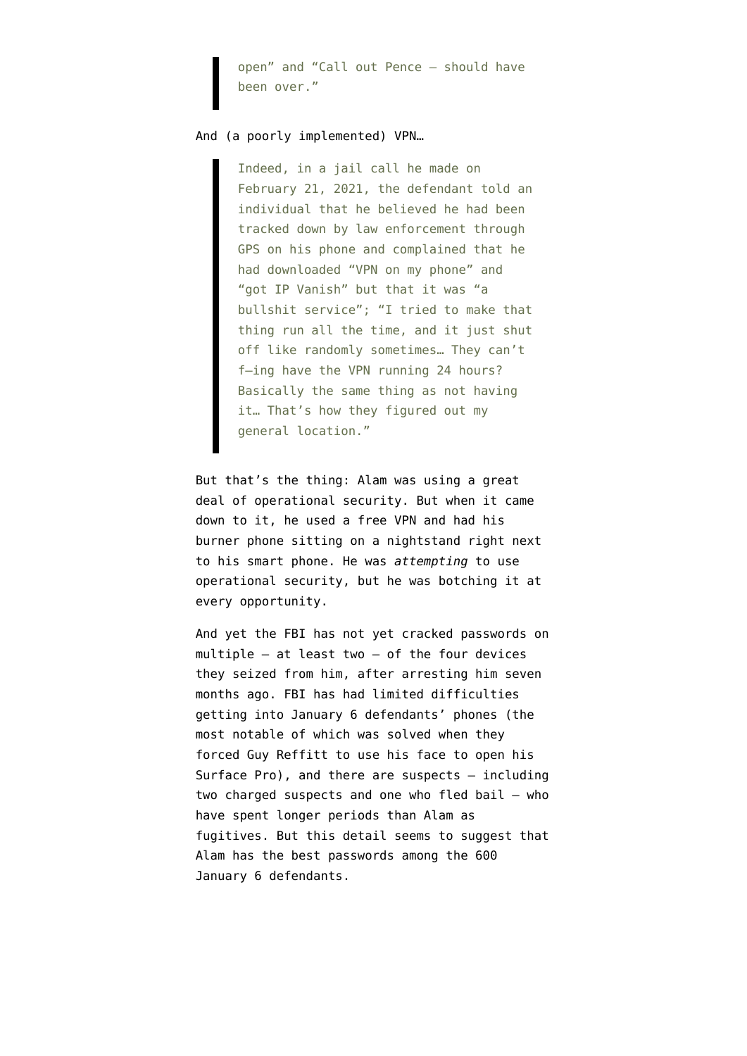> open" and "Call out Pence — should have been over."

And (a poorly implemented) VPN…

> Indeed, in a jail call he made on February 21, 2021, the defendant told an individual that he believed he had been tracked down by law enforcement through GPS on his phone and complained that he had downloaded "VPN on my phone" and "got IP Vanish" but that it was "a bullshit service"; "I tried to make that thing run all the time, and it just shut off like randomly sometimes… They can't f—ing have the VPN running 24 hours? Basically the same thing as not having it… That's how they figured out my general location."

But that's the thing: Alam was using a great deal of operational security. But when it came down to it, he used a free VPN and had his burner phone sitting on a nightstand right next to his smart phone. He was *attempting* to use operational security, but he was botching it at every opportunity.

And yet the FBI has not yet cracked passwords on multiple — at least two — of the four devices they seized from him, after arresting him seven months ago. FBI has had limited difficulties getting into January 6 defendants' phones (the most notable of which was solved when they forced Guy Reffitt to use his face to open his Surface Pro), and there are suspects — including two charged suspects and one who fled bail — who have spent longer periods than Alam as fugitives. But this detail seems to suggest that Alam has the best passwords among the 600 January 6 defendants.